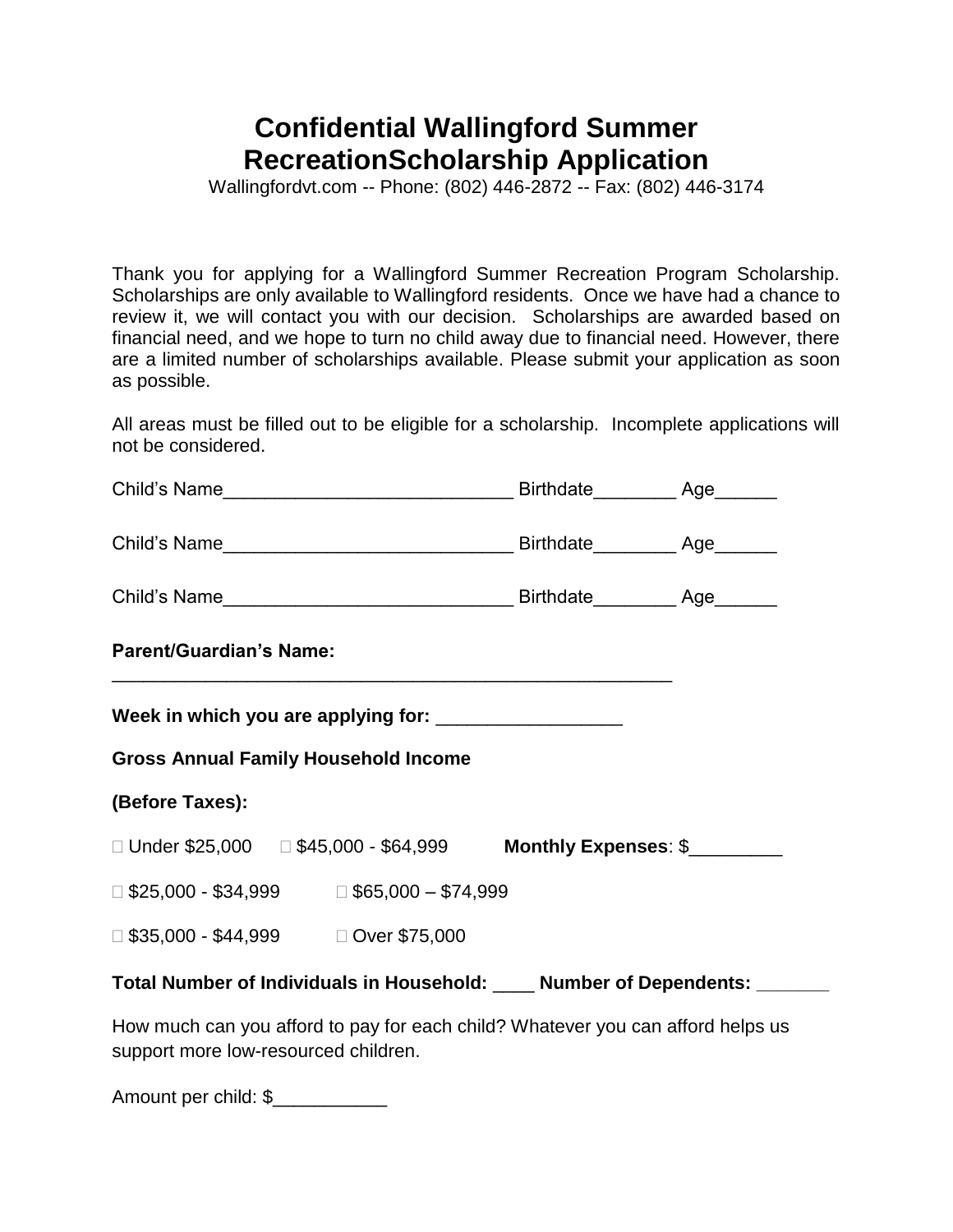# Confidential Wallingford Summer RecreationScholarship Application

Wallingfordvt.com -- Phone: (802) 446-2872 -- Fax: (802) 446-3174

Thank you for applying for a Wallingford Summer Recreation Program Scholarship. Scholarships are only available to Wallingford residents. Once we have had a chance to review it, we will contact you with our decision. Scholarships are awarded based on financial need, and we hope to turn no child away due to financial need. However, there are a limited number of scholarships available. Please submit your application as soon as possible.

All areas must be filled out to be eligible for a scholarship. Incomplete applications will not be considered.

Child's Name___________________________ Birthdate________ Age______

Child's Name___________________________ Birthdate________ Age______

Child's Name___________________________ Birthdate________ Age______

**Parent/Guardian's Name:** _______________________________________________________

**Week in which you are applying for:** _________________

**Gross Annual Family Household Income**

**(Before Taxes):**

☐ Under $25,000 ☐ $45,000 - $64,999 **Monthly Expenses**: $_________

☐ $25,000 - $34,999 ☐ $65,000 – $74,999

☐ $35,000 - $44,999 ☐ Over $75,000

**Total Number of Individuals in Household: ____ Number of Dependents: _______**

How much can you afford to pay for each child? Whatever you can afford helps us support more low-resourced children.

Amount per child: $___________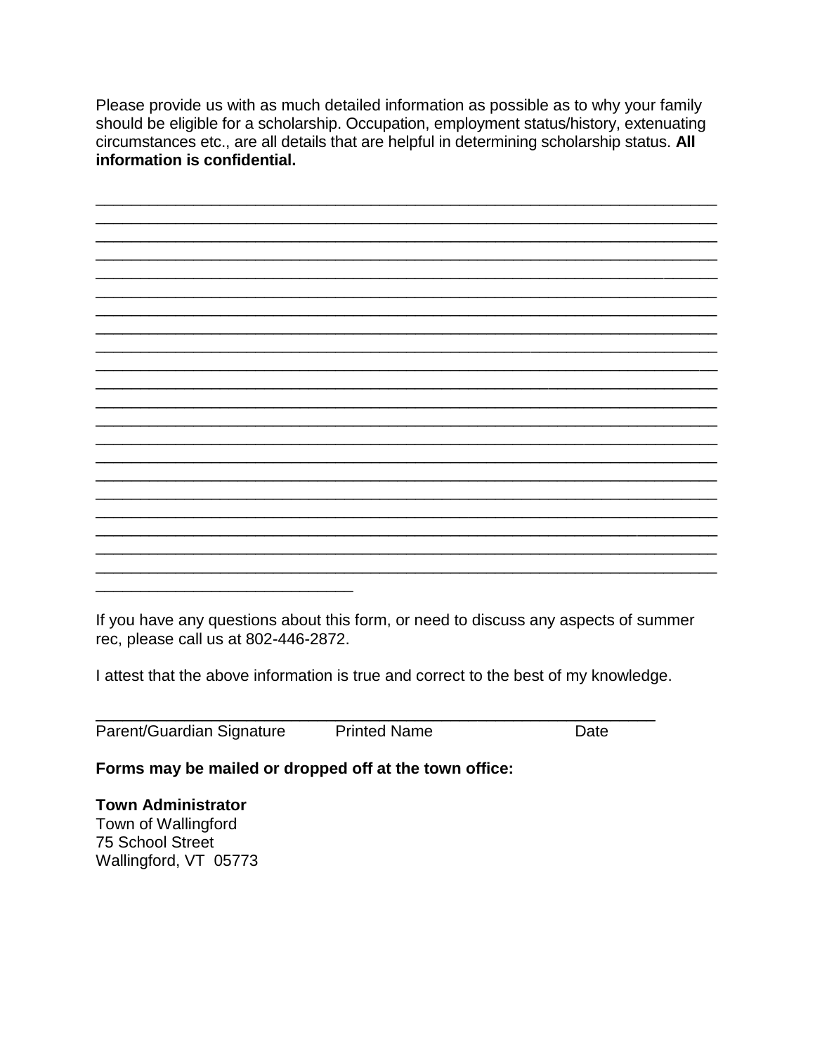Please provide us with as much detailed information as possible as to why your family should be eligible for a scholarship. Occupation, employment status/history, extenuating circumstances etc., are all details that are helpful in determining scholarship status. **All information is confidential.**

_________________________________________________________________
_________________________________________________________________
_________________________________________________________________
_________________________________________________________________
_________________________________________________________________
_________________________________________________________________
_________________________________________________________________
_________________________________________________________________
_________________________________________________________________
_________________________________________________________________
_________________________________________________________________
_________________________________________________________________
_________________________________________________________________
_________________________________________________________________
_________________________________________________________________
_________________________________________________________________
_________________________________________________________________
_________________________________________________________________
_________________________________________________________________
_________________________________________________________________
_________________________________________________________________
_____________________________

If you have any questions about this form, or need to discuss any aspects of summer rec, please call us at 802-446-2872.

I attest that the above information is true and correct to the best of my knowledge.

_____________________________________________________________

Parent/Guardian Signature Printed Name Date

**Forms may be mailed or dropped off at the town office:**

**Town Administrator**
Town of Wallingford
75 School Street
Wallingford, VT 05773